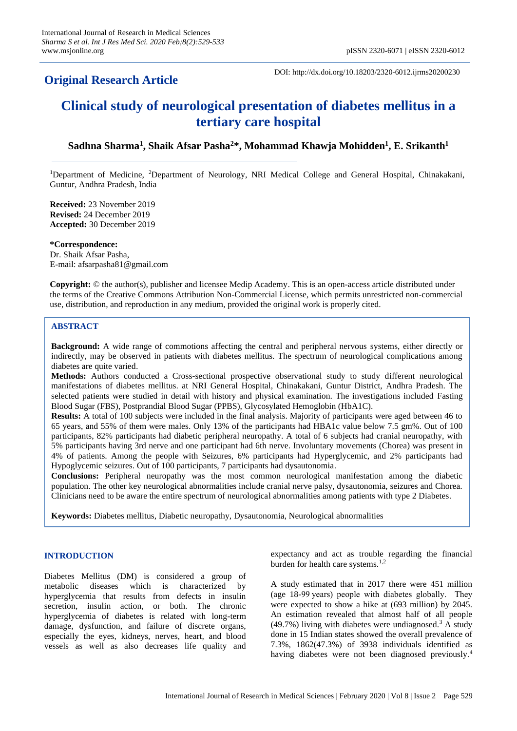## Original Research Article

DOI: http://dx.doi.org/10.18203/2320-6012.ijrms20200230

# Clinical study of neurological presentation of diabetes mellitus in a tertiary care hospital

**Sadhna Sharma[1], Shaik Afsar Pasha[2]*, Mohammad Khawja Mohidden[1], E. Srikanth[1]**

[1]Department of Medicine, [2]Department of Neurology, NRI Medical College and General Hospital, Chinakakani, Guntur, Andhra Pradesh, India

**Received:** 23 November 2019
**Revised:** 24 December 2019
**Accepted:** 30 December 2019

***Correspondence:**
Dr. Shaik Afsar Pasha,
E-mail: afsarpasha81@gmail.com

**Copyright:** © the author(s), publisher and licensee Medip Academy. This is an open-access article distributed under the terms of the Creative Commons Attribution Non-Commercial License, which permits unrestricted non-commercial use, distribution, and reproduction in any medium, provided the original work is properly cited.

## ABSTRACT

**Background:** A wide range of commotions affecting the central and peripheral nervous systems, either directly or indirectly, may be observed in patients with diabetes mellitus. The spectrum of neurological complications among diabetes are quite varied.

**Methods:** Authors conducted a Cross-sectional prospective observational study to study different neurological manifestations of diabetes mellitus. at NRI General Hospital, Chinakakani, Guntur District, Andhra Pradesh. The selected patients were studied in detail with history and physical examination. The investigations included Fasting Blood Sugar (FBS), Postprandial Blood Sugar (PPBS), Glycosylated Hemoglobin (HbA1C).

**Results:** A total of 100 subjects were included in the final analysis. Majority of participants were aged between 46 to 65 years, and 55% of them were males. Only 13% of the participants had HBA1c value below 7.5 gm%. Out of 100 participants, 82% participants had diabetic peripheral neuropathy. A total of 6 subjects had cranial neuropathy, with 5% participants having 3rd nerve and one participant had 6th nerve. Involuntary movements (Chorea) was present in 4% of patients. Among the people with Seizures, 6% participants had Hyperglycemic, and 2% participants had Hypoglycemic seizures. Out of 100 participants, 7 participants had dysautonomia.

**Conclusions:** Peripheral neuropathy was the most common neurological manifestation among the diabetic population. The other key neurological abnormalities include cranial nerve palsy, dysautonomia, seizures and Chorea. Clinicians need to be aware the entire spectrum of neurological abnormalities among patients with type 2 Diabetes.

**Keywords:** Diabetes mellitus, Diabetic neuropathy, Dysautonomia, Neurological abnormalities

## INTRODUCTION

Diabetes Mellitus (DM) is considered a group of metabolic diseases which is characterized by hyperglycemia that results from defects in insulin secretion, insulin action, or both. The chronic hyperglycemia of diabetes is related with long-term damage, dysfunction, and failure of discrete organs, especially the eyes, kidneys, nerves, heart, and blood vessels as well as also decreases life quality and expectancy and act as trouble regarding the financial burden for health care systems.[1,2]

A study estimated that in 2017 there were 451 million (age 18-99 years) people with diabetes globally. They were expected to show a hike at (693 million) by 2045. An estimation revealed that almost half of all people (49.7%) living with diabetes were undiagnosed.[3] A study done in 15 Indian states showed the overall prevalence of 7.3%, 1862(47.3%) of 3938 individuals identified as having diabetes were not been diagnosed previously.[4]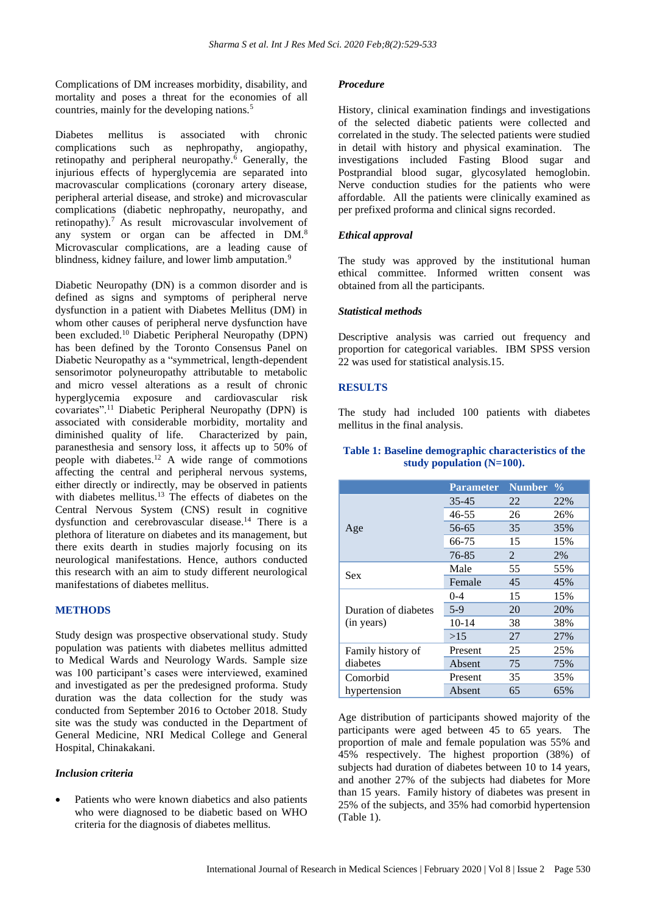Complications of DM increases morbidity, disability, and mortality and poses a threat for the economies of all countries, mainly for the developing nations.[5]

Diabetes mellitus is associated with chronic complications such as nephropathy, angiopathy, retinopathy and peripheral neuropathy.[6] Generally, the injurious effects of hyperglycemia are separated into macrovascular complications (coronary artery disease, peripheral arterial disease, and stroke) and microvascular complications (diabetic nephropathy, neuropathy, and retinopathy).[7] As result microvascular involvement of any system or organ can be affected in DM.[8] Microvascular complications, are a leading cause of blindness, kidney failure, and lower limb amputation.[9]

Diabetic Neuropathy (DN) is a common disorder and is defined as signs and symptoms of peripheral nerve dysfunction in a patient with Diabetes Mellitus (DM) in whom other causes of peripheral nerve dysfunction have been excluded.[10] Diabetic Peripheral Neuropathy (DPN) has been defined by the Toronto Consensus Panel on Diabetic Neuropathy as a "symmetrical, length-dependent sensorimotor polyneuropathy attributable to metabolic and micro vessel alterations as a result of chronic hyperglycemia exposure and cardiovascular risk covariates".[11] Diabetic Peripheral Neuropathy (DPN) is associated with considerable morbidity, mortality and diminished quality of life. Characterized by pain, paranesthesia and sensory loss, it affects up to 50% of people with diabetes.[12] A wide range of commotions affecting the central and peripheral nervous systems, either directly or indirectly, may be observed in patients with diabetes mellitus.[13] The effects of diabetes on the Central Nervous System (CNS) result in cognitive dysfunction and cerebrovascular disease.[14] There is a plethora of literature on diabetes and its management, but there exits dearth in studies majorly focusing on its neurological manifestations. Hence, authors conducted this research with an aim to study different neurological manifestations of diabetes mellitus.

## METHODS

Study design was prospective observational study. Study population was patients with diabetes mellitus admitted to Medical Wards and Neurology Wards. Sample size was 100 participant's cases were interviewed, examined and investigated as per the predesigned proforma. Study duration was the data collection for the study was conducted from September 2016 to October 2018. Study site was the study was conducted in the Department of General Medicine, NRI Medical College and General Hospital, Chinakakani.

### *Inclusion criteria*

- Patients who were known diabetics and also patients who were diagnosed to be diabetic based on WHO criteria for the diagnosis of diabetes mellitus.

### *Procedure*

History, clinical examination findings and investigations of the selected diabetic patients were collected and correlated in the study. The selected patients were studied in detail with history and physical examination. The investigations included Fasting Blood sugar and Postprandial blood sugar, glycosylated hemoglobin. Nerve conduction studies for the patients who were affordable. All the patients were clinically examined as per prefixed proforma and clinical signs recorded.

### *Ethical approval*

The study was approved by the institutional human ethical committee. Informed written consent was obtained from all the participants.

### *Statistical methods*

Descriptive analysis was carried out frequency and proportion for categorical variables. IBM SPSS version 22 was used for statistical analysis.15.

## RESULTS

The study had included 100 patients with diabetes mellitus in the final analysis.

**Table 1: Baseline demographic characteristics of the study population (N=100).**

| | Parameter | Number | % |
|---|---|---|---|
| Age | 35-45 | 22 | 22% |
| | 46-55 | 26 | 26% |
| | 56-65 | 35 | 35% |
| | 66-75 | 15 | 15% |
| | 76-85 | 2 | 2% |
| Sex | Male | 55 | 55% |
| | Female | 45 | 45% |
| Duration of diabetes (in years) | 0-4 | 15 | 15% |
| | 5-9 | 20 | 20% |
| | 10-14 | 38 | 38% |
| | >15 | 27 | 27% |
| Family history of diabetes | Present | 25 | 25% |
| | Absent | 75 | 75% |
| Comorbid hypertension | Present | 35 | 35% |
| | Absent | 65 | 65% |

Age distribution of participants showed majority of the participants were aged between 45 to 65 years. The proportion of male and female population was 55% and 45% respectively. The highest proportion (38%) of subjects had duration of diabetes between 10 to 14 years, and another 27% of the subjects had diabetes for More than 15 years. Family history of diabetes was present in 25% of the subjects, and 35% had comorbid hypertension (Table 1).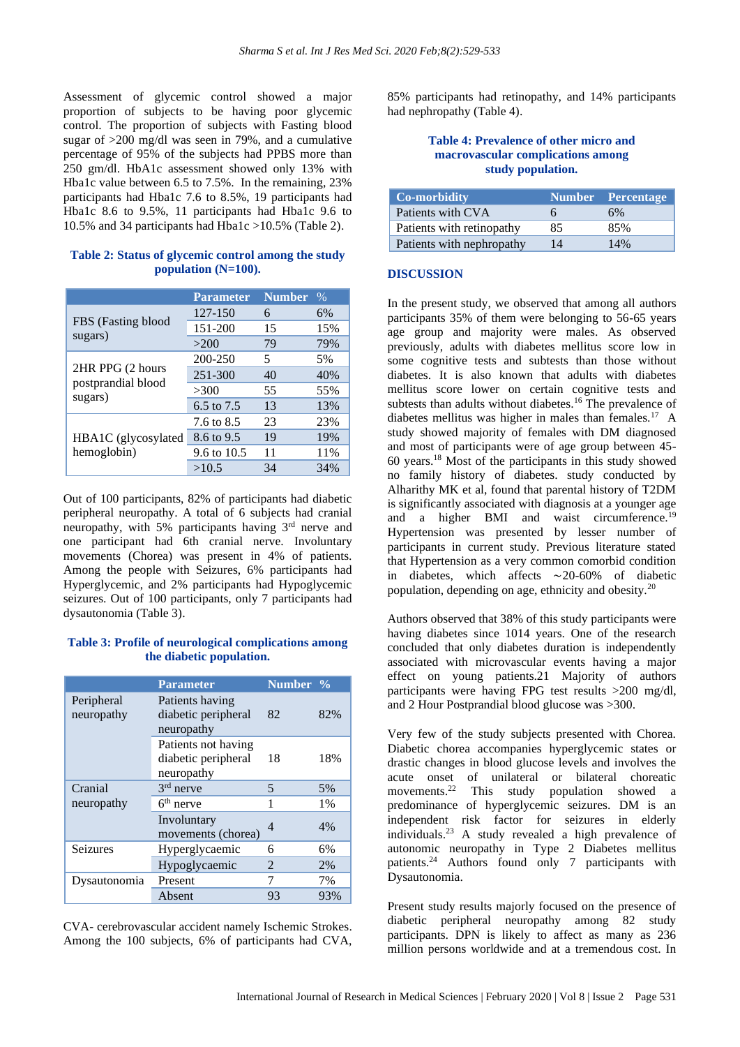Assessment of glycemic control showed a major proportion of subjects to be having poor glycemic control. The proportion of subjects with Fasting blood sugar of >200 mg/dl was seen in 79%, and a cumulative percentage of 95% of the subjects had PPBS more than 250 gm/dl. HbA1c assessment showed only 13% with Hba1c value between 6.5 to 7.5%. In the remaining, 23% participants had Hba1c 7.6 to 8.5%, 19 participants had Hba1c 8.6 to 9.5%, 11 participants had Hba1c 9.6 to 10.5% and 34 participants had Hba1c >10.5% (Table 2).

**Table 2: Status of glycemic control among the study population (N=100).**

| | Parameter | Number | % |
|---|---|---|---|
| FBS (Fasting blood sugars) | 127-150 | 6 | 6% |
| | 151-200 | 15 | 15% |
| | >200 | 79 | 79% |
| 2HR PPG (2 hours postprandial blood sugars) | 200-250 | 5 | 5% |
| | 251-300 | 40 | 40% |
| | >300 | 55 | 55% |
| HBA1C (glycosylated hemoglobin) | 6.5 to 7.5 | 13 | 13% |
| | 7.6 to 8.5 | 23 | 23% |
| | 8.6 to 9.5 | 19 | 19% |
| | 9.6 to 10.5 | 11 | 11% |
| | >10.5 | 34 | 34% |

Out of 100 participants, 82% of participants had diabetic peripheral neuropathy. A total of 6 subjects had cranial neuropathy, with 5% participants having 3rd nerve and one participant had 6th cranial nerve. Involuntary movements (Chorea) was present in 4% of patients. Among the people with Seizures, 6% participants had Hyperglycemic, and 2% participants had Hypoglycemic seizures. Out of 100 participants, only 7 participants had dysautonomia (Table 3).

**Table 3: Profile of neurological complications among the diabetic population.**

| | Parameter | Number | % |
|---|---|---|---|
| Peripheral neuropathy | Patients having diabetic peripheral neuropathy | 82 | 82% |
| | Patients not having diabetic peripheral neuropathy | 18 | 18% |
| Cranial neuropathy | 3rd nerve | 5 | 5% |
| | 6th nerve | 1 | 1% |
| | Involuntary movements (chorea) | 4 | 4% |
| Seizures | Hyperglycaemic | 6 | 6% |
| | Hypoglycaemic | 2 | 2% |
| Dysautonomia | Present | 7 | 7% |
| | Absent | 93 | 93% |

CVA- cerebrovascular accident namely Ischemic Strokes. Among the 100 subjects, 6% of participants had CVA, 85% participants had retinopathy, and 14% participants had nephropathy (Table 4).

**Table 4: Prevalence of other micro and macrovascular complications among study population.**

| Co-morbidity | Number | Percentage |
|---|---|---|
| Patients with CVA | 6 | 6% |
| Patients with retinopathy | 85 | 85% |
| Patients with nephropathy | 14 | 14% |

## DISCUSSION

In the present study, we observed that among all authors participants 35% of them were belonging to 56-65 years age group and majority were males. As observed previously, adults with diabetes mellitus score low in some cognitive tests and subtests than those without diabetes. It is also known that adults with diabetes mellitus score lower on certain cognitive tests and subtests than adults without diabetes.[16] The prevalence of diabetes mellitus was higher in males than females.[17] A study showed majority of females with DM diagnosed and most of participants were of age group between 45-60 years.[18] Most of the participants in this study showed no family history of diabetes. study conducted by Alharithy MK et al, found that parental history of T2DM is significantly associated with diagnosis at a younger age and a higher BMI and waist circumference.[19] Hypertension was presented by lesser number of participants in current study. Previous literature stated that Hypertension as a very common comorbid condition in diabetes, which affects ∼20-60% of diabetic population, depending on age, ethnicity and obesity.[20]

Authors observed that 38% of this study participants were having diabetes since 1014 years. One of the research concluded that only diabetes duration is independently associated with microvascular events having a major effect on young patients.21 Majority of authors participants were having FPG test results >200 mg/dl, and 2 Hour Postprandial blood glucose was >300.

Very few of the study subjects presented with Chorea. Diabetic chorea accompanies hyperglycemic states or drastic changes in blood glucose levels and involves the acute onset of unilateral or bilateral choreatic movements.[22] This study population showed a predominance of hyperglycemic seizures. DM is an independent risk factor for seizures in elderly individuals.[23] A study revealed a high prevalence of autonomic neuropathy in Type 2 Diabetes mellitus patients.[24] Authors found only 7 participants with Dysautonomia.

Present study results majorly focused on the presence of diabetic peripheral neuropathy among 82 study participants. DPN is likely to affect as many as 236 million persons worldwide and at a tremendous cost. In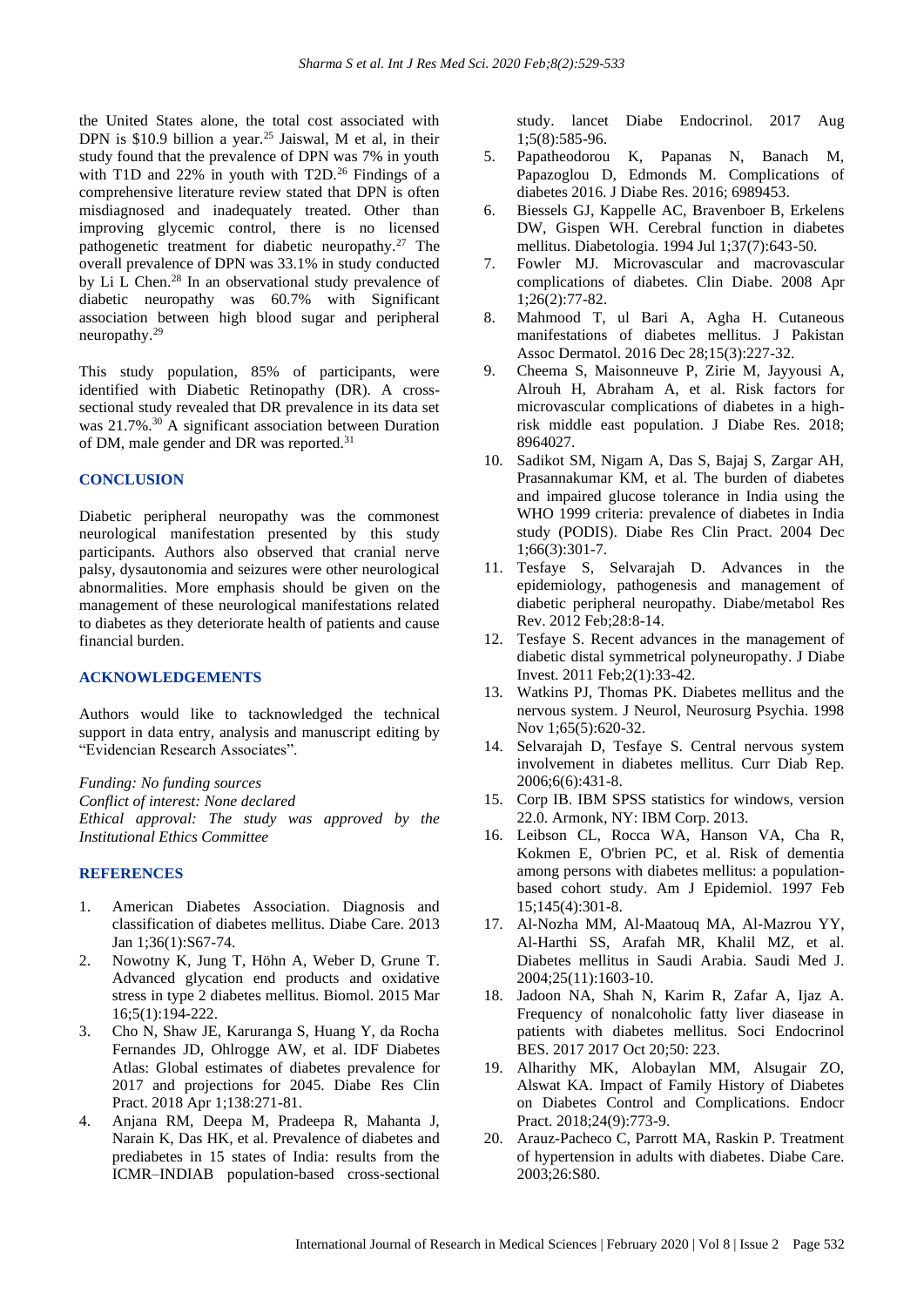the United States alone, the total cost associated with DPN is $10.9 billion a year.[25] Jaiswal, M et al, in their study found that the prevalence of DPN was 7% in youth with T1D and 22% in youth with T2D.[26] Findings of a comprehensive literature review stated that DPN is often misdiagnosed and inadequately treated. Other than improving glycemic control, there is no licensed pathogenetic treatment for diabetic neuropathy.[27] The overall prevalence of DPN was 33.1% in study conducted by Li L Chen.[28] In an observational study prevalence of diabetic neuropathy was 60.7% with Significant association between high blood sugar and peripheral neuropathy.[29]

This study population, 85% of participants, were identified with Diabetic Retinopathy (DR). A cross-sectional study revealed that DR prevalence in its data set was 21.7%.[30] A significant association between Duration of DM, male gender and DR was reported.[31]

## CONCLUSION

Diabetic peripheral neuropathy was the commonest neurological manifestation presented by this study participants. Authors also observed that cranial nerve palsy, dysautonomia and seizures were other neurological abnormalities. More emphasis should be given on the management of these neurological manifestations related to diabetes as they deteriorate health of patients and cause financial burden.

## ACKNOWLEDGEMENTS

Authors would like to tacknowledged the technical support in data entry, analysis and manuscript editing by "Evidencian Research Associates".

*Funding: No funding sources*
*Conflict of interest: None declared*
*Ethical approval: The study was approved by the Institutional Ethics Committee*

## REFERENCES

1. American Diabetes Association. Diagnosis and classification of diabetes mellitus. Diabe Care. 2013 Jan 1;36(1):S67-74.
2. Nowotny K, Jung T, Höhn A, Weber D, Grune T. Advanced glycation end products and oxidative stress in type 2 diabetes mellitus. Biomol. 2015 Mar 16;5(1):194-222.
3. Cho N, Shaw JE, Karuranga S, Huang Y, da Rocha Fernandes JD, Ohlrogge AW, et al. IDF Diabetes Atlas: Global estimates of diabetes prevalence for 2017 and projections for 2045. Diabe Res Clin Pract. 2018 Apr 1;138:271-81.
4. Anjana RM, Deepa M, Pradeepa R, Mahanta J, Narain K, Das HK, et al. Prevalence of diabetes and prediabetes in 15 states of India: results from the ICMR–INDIAB population-based cross-sectional study. lancet Diabe Endocrinol. 2017 Aug 1;5(8):585-96.
5. Papatheodorou K, Papanas N, Banach M, Papazoglou D, Edmonds M. Complications of diabetes 2016. J Diabe Res. 2016; 6989453.
6. Biessels GJ, Kappelle AC, Bravenboer B, Erkelens DW, Gispen WH. Cerebral function in diabetes mellitus. Diabetologia. 1994 Jul 1;37(7):643-50.
7. Fowler MJ. Microvascular and macrovascular complications of diabetes. Clin Diabe. 2008 Apr 1;26(2):77-82.
8. Mahmood T, ul Bari A, Agha H. Cutaneous manifestations of diabetes mellitus. J Pakistan Assoc Dermatol. 2016 Dec 28;15(3):227-32.
9. Cheema S, Maisonneuve P, Zirie M, Jayyousi A, Alrouh H, Abraham A, et al. Risk factors for microvascular complications of diabetes in a high-risk middle east population. J Diabe Res. 2018; 8964027.
10. Sadikot SM, Nigam A, Das S, Bajaj S, Zargar AH, Prasannakumar KM, et al. The burden of diabetes and impaired glucose tolerance in India using the WHO 1999 criteria: prevalence of diabetes in India study (PODIS). Diabe Res Clin Pract. 2004 Dec 1;66(3):301-7.
11. Tesfaye S, Selvarajah D. Advances in the epidemiology, pathogenesis and management of diabetic peripheral neuropathy. Diabe/metabol Res Rev. 2012 Feb;28:8-14.
12. Tesfaye S. Recent advances in the management of diabetic distal symmetrical polyneuropathy. J Diabe Invest. 2011 Feb;2(1):33-42.
13. Watkins PJ, Thomas PK. Diabetes mellitus and the nervous system. J Neurol, Neurosurg Psychia. 1998 Nov 1;65(5):620-32.
14. Selvarajah D, Tesfaye S. Central nervous system involvement in diabetes mellitus. Curr Diab Rep. 2006;6(6):431-8.
15. Corp IB. IBM SPSS statistics for windows, version 22.0. Armonk, NY: IBM Corp. 2013.
16. Leibson CL, Rocca WA, Hanson VA, Cha R, Kokmen E, O'brien PC, et al. Risk of dementia among persons with diabetes mellitus: a population-based cohort study. Am J Epidemiol. 1997 Feb 15;145(4):301-8.
17. Al-Nozha MM, Al-Maatouq MA, Al-Mazrou YY, Al-Harthi SS, Arafah MR, Khalil MZ, et al. Diabetes mellitus in Saudi Arabia. Saudi Med J. 2004;25(11):1603-10.
18. Jadoon NA, Shah N, Karim R, Zafar A, Ijaz A. Frequency of nonalcoholic fatty liver diasease in patients with diabetes mellitus. Soci Endocrinol BES. 2017 2017 Oct 20;50: 223.
19. Alharithy MK, Alobaylan MM, Alsugair ZO, Alswat KA. Impact of Family History of Diabetes on Diabetes Control and Complications. Endocr Pract. 2018;24(9):773-9.
20. Arauz-Pacheco C, Parrott MA, Raskin P. Treatment of hypertension in adults with diabetes. Diabe Care. 2003;26:S80.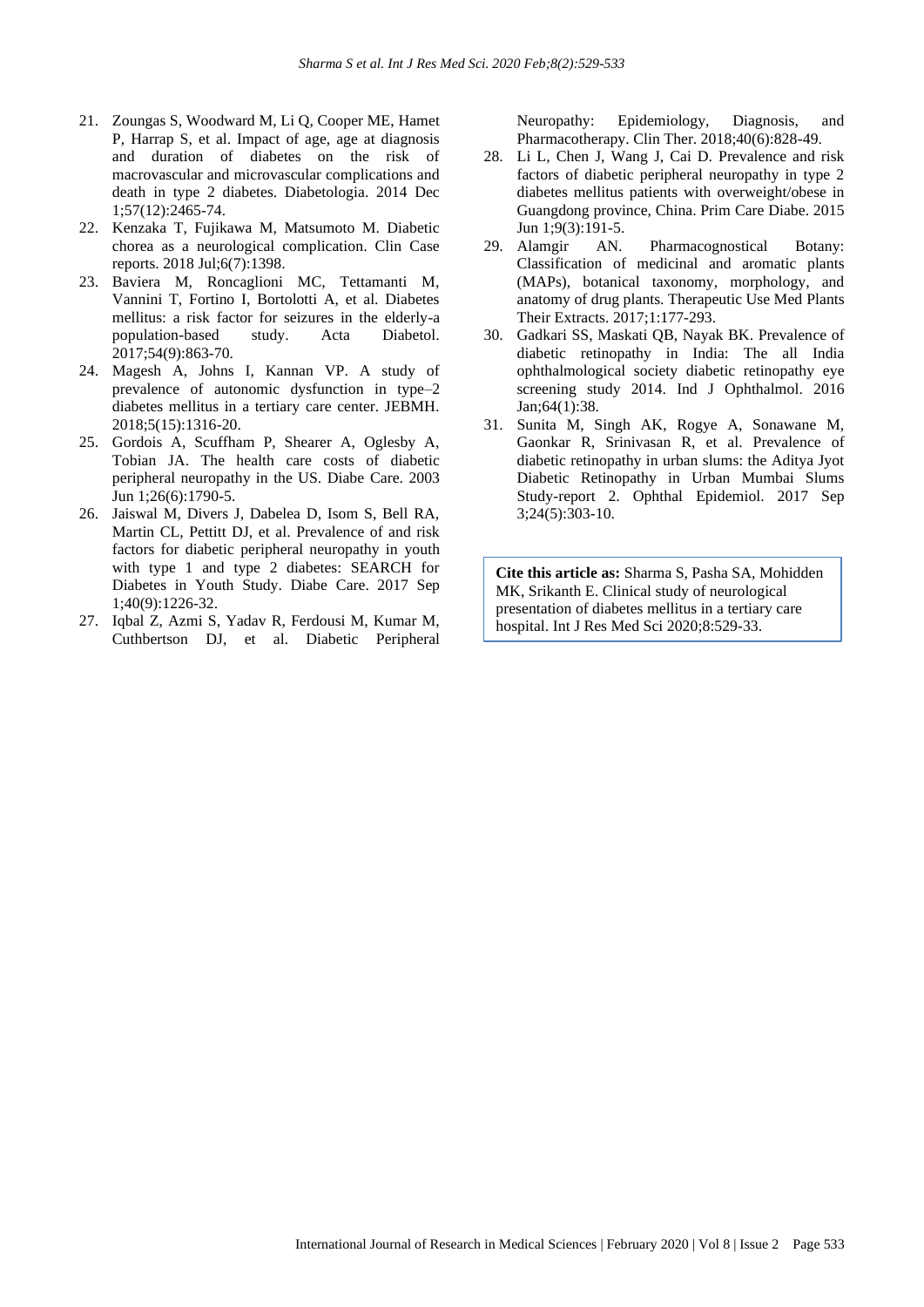21. Zoungas S, Woodward M, Li Q, Cooper ME, Hamet P, Harrap S, et al. Impact of age, age at diagnosis and duration of diabetes on the risk of macrovascular and microvascular complications and death in type 2 diabetes. Diabetologia. 2014 Dec 1;57(12):2465-74.
22. Kenzaka T, Fujikawa M, Matsumoto M. Diabetic chorea as a neurological complication. Clin Case reports. 2018 Jul;6(7):1398.
23. Baviera M, Roncaglioni MC, Tettamanti M, Vannini T, Fortino I, Bortolotti A, et al. Diabetes mellitus: a risk factor for seizures in the elderly-a population-based study. Acta Diabetol. 2017;54(9):863-70.
24. Magesh A, Johns I, Kannan VP. A study of prevalence of autonomic dysfunction in type–2 diabetes mellitus in a tertiary care center. JEBMH. 2018;5(15):1316-20.
25. Gordois A, Scuffham P, Shearer A, Oglesby A, Tobian JA. The health care costs of diabetic peripheral neuropathy in the US. Diabe Care. 2003 Jun 1;26(6):1790-5.
26. Jaiswal M, Divers J, Dabelea D, Isom S, Bell RA, Martin CL, Pettitt DJ, et al. Prevalence of and risk factors for diabetic peripheral neuropathy in youth with type 1 and type 2 diabetes: SEARCH for Diabetes in Youth Study. Diabe Care. 2017 Sep 1;40(9):1226-32.
27. Iqbal Z, Azmi S, Yadav R, Ferdousi M, Kumar M, Cuthbertson DJ, et al. Diabetic Peripheral Neuropathy: Epidemiology, Diagnosis, and Pharmacotherapy. Clin Ther. 2018;40(6):828-49.
28. Li L, Chen J, Wang J, Cai D. Prevalence and risk factors of diabetic peripheral neuropathy in type 2 diabetes mellitus patients with overweight/obese in Guangdong province, China. Prim Care Diabe. 2015 Jun 1;9(3):191-5.
29. Alamgir AN. Pharmacognostical Botany: Classification of medicinal and aromatic plants (MAPs), botanical taxonomy, morphology, and anatomy of drug plants. Therapeutic Use Med Plants Their Extracts. 2017;1:177-293.
30. Gadkari SS, Maskati QB, Nayak BK. Prevalence of diabetic retinopathy in India: The all India ophthalmological society diabetic retinopathy eye screening study 2014. Ind J Ophthalmol. 2016 Jan;64(1):38.
31. Sunita M, Singh AK, Rogye A, Sonawane M, Gaonkar R, Srinivasan R, et al. Prevalence of diabetic retinopathy in urban slums: the Aditya Jyot Diabetic Retinopathy in Urban Mumbai Slums Study-report 2. Ophthal Epidemiol. 2017 Sep 3;24(5):303-10.

**Cite this article as:** Sharma S, Pasha SA, Mohidden MK, Srikanth E. Clinical study of neurological presentation of diabetes mellitus in a tertiary care hospital. Int J Res Med Sci 2020;8:529-33.